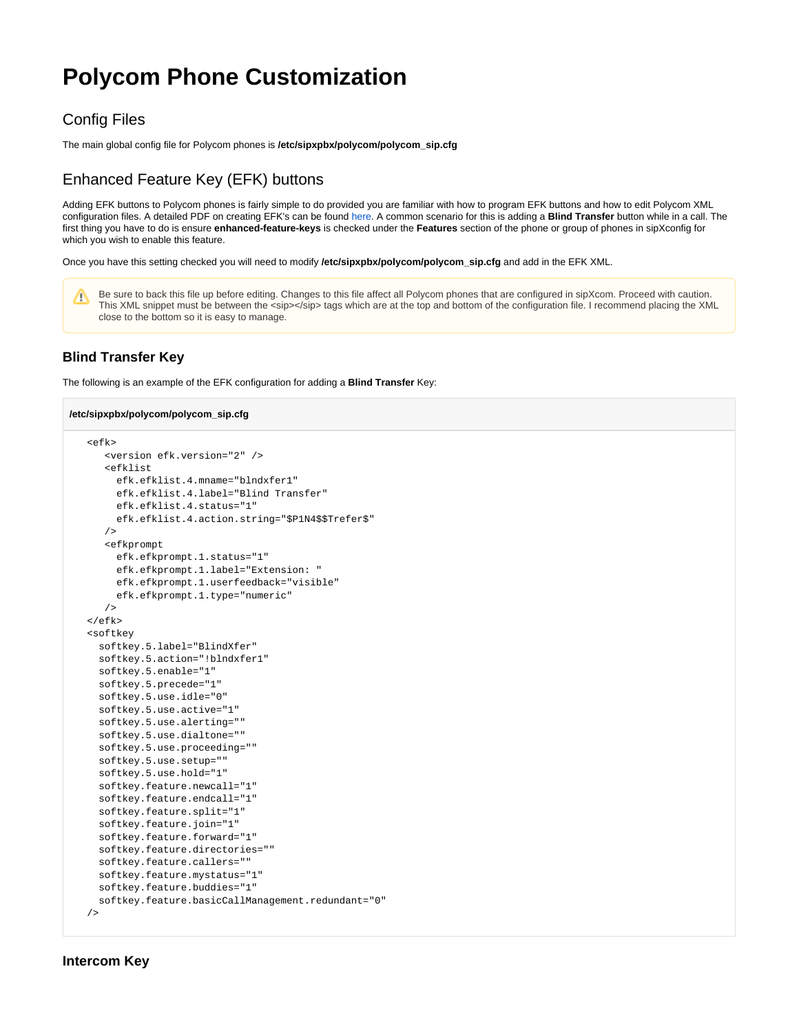# Polycom Phone Customization

## Config Files

The main global config file for Polycom phones is **/etc/sipxpbx/polycom/polycom_sip.cfg**

## Enhanced Feature Key (EFK) buttons

Adding EFK buttons to Polycom phones is fairly simple to do provided you are familiar with how to program EFK buttons and how to edit Polycom XML configuration files. A detailed PDF on creating EFK's can be found here. A common scenario for this is adding a **Blind Transfer** button while in a call. The first thing you have to do is ensure **enhanced-feature-keys** is checked under the **Features** section of the phone or group of phones in sipXconfig for which you wish to enable this feature.

Once you have this setting checked you will need to modify **/etc/sipxpbx/polycom/polycom_sip.cfg** and add in the EFK XML.

> Be sure to back this file up before editing. Changes to this file affect all Polycom phones that are configured in sipXcom. Proceed with caution. This XML snippet must be between the <sip></sip> tags which are at the top and bottom of the configuration file. I recommend placing the XML close to the bottom so it is easy to manage.

### Blind Transfer Key

The following is an example of the EFK configuration for adding a **Blind Transfer** Key:

**/etc/sipxpbx/polycom/polycom_sip.cfg**

```
<efk>
   <version efk.version="2" />
   <efklist
     efk.efklist.4.mname="blndxfer1"
     efk.efklist.4.label="Blind Transfer"
     efk.efklist.4.status="1"
     efk.efklist.4.action.string="$P1N4$$Trefer$"
   />
   <efkprompt
     efk.efkprompt.1.status="1"
     efk.efkprompt.1.label="Extension: "
     efk.efkprompt.1.userfeedback="visible"
     efk.efkprompt.1.type="numeric"
   />
</efk>
<softkey
  softkey.5.label="BlindXfer"
  softkey.5.action="!blndxfer1"
  softkey.5.enable="1"
  softkey.5.precede="1"
  softkey.5.use.idle="0"
  softkey.5.use.active="1"
  softkey.5.use.alerting=""
  softkey.5.use.dialtone=""
  softkey.5.use.proceeding=""
  softkey.5.use.setup=""
  softkey.5.use.hold="1"
  softkey.feature.newcall="1"
  softkey.feature.endcall="1"
  softkey.feature.split="1"
  softkey.feature.join="1"
  softkey.feature.forward="1"
  softkey.feature.directories=""
  softkey.feature.callers=""
  softkey.feature.mystatus="1"
  softkey.feature.buddies="1"
  softkey.feature.basicCallManagement.redundant="0"
/>
```

### Intercom Key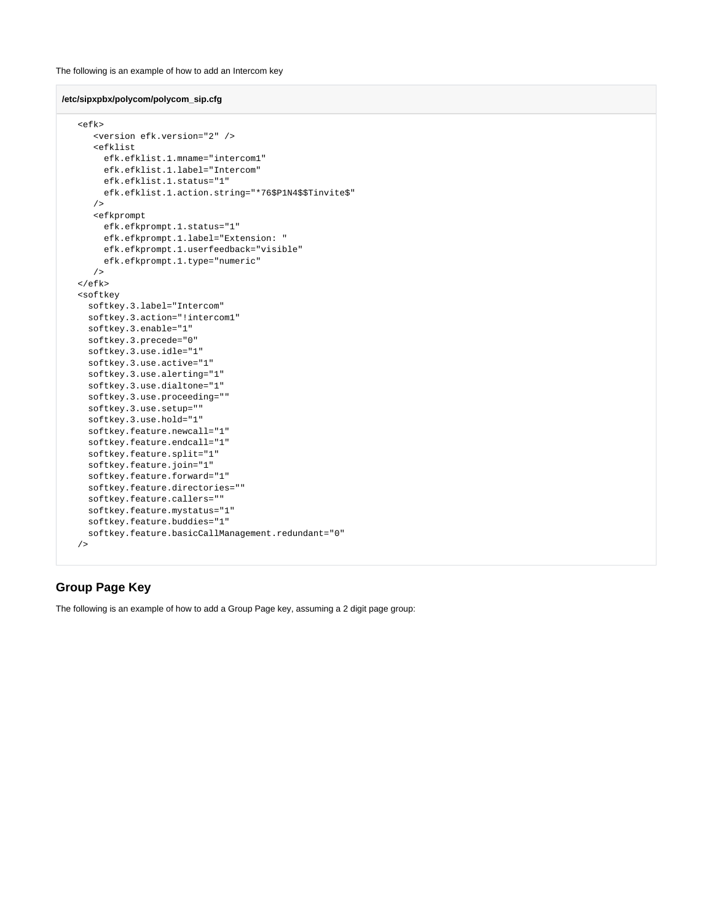The following is an example of how to add an Intercom key

**/etc/sipxpbx/polycom/polycom_sip.cfg**

```
<efk>
   <version efk.version="2" />
   <efklist
     efk.efklist.1.mname="intercom1"
     efk.efklist.1.label="Intercom"
     efk.efklist.1.status="1"
     efk.efklist.1.action.string="*76$P1N4$$Tinvite$"
   />
   <efkprompt
     efk.efkprompt.1.status="1"
     efk.efkprompt.1.label="Extension: "
     efk.efkprompt.1.userfeedback="visible"
     efk.efkprompt.1.type="numeric"
   />
</efk>
<softkey
  softkey.3.label="Intercom"
  softkey.3.action="!intercom1"
  softkey.3.enable="1"
  softkey.3.precede="0"
  softkey.3.use.idle="1"
  softkey.3.use.active="1"
  softkey.3.use.alerting="1"
  softkey.3.use.dialtone="1"
  softkey.3.use.proceeding=""
  softkey.3.use.setup=""
  softkey.3.use.hold="1"
  softkey.feature.newcall="1"
  softkey.feature.endcall="1"
  softkey.feature.split="1"
  softkey.feature.join="1"
  softkey.feature.forward="1"
  softkey.feature.directories=""
  softkey.feature.callers=""
  softkey.feature.mystatus="1"
  softkey.feature.buddies="1"
  softkey.feature.basicCallManagement.redundant="0"
/>
```

## Group Page Key

The following is an example of how to add a Group Page key, assuming a 2 digit page group: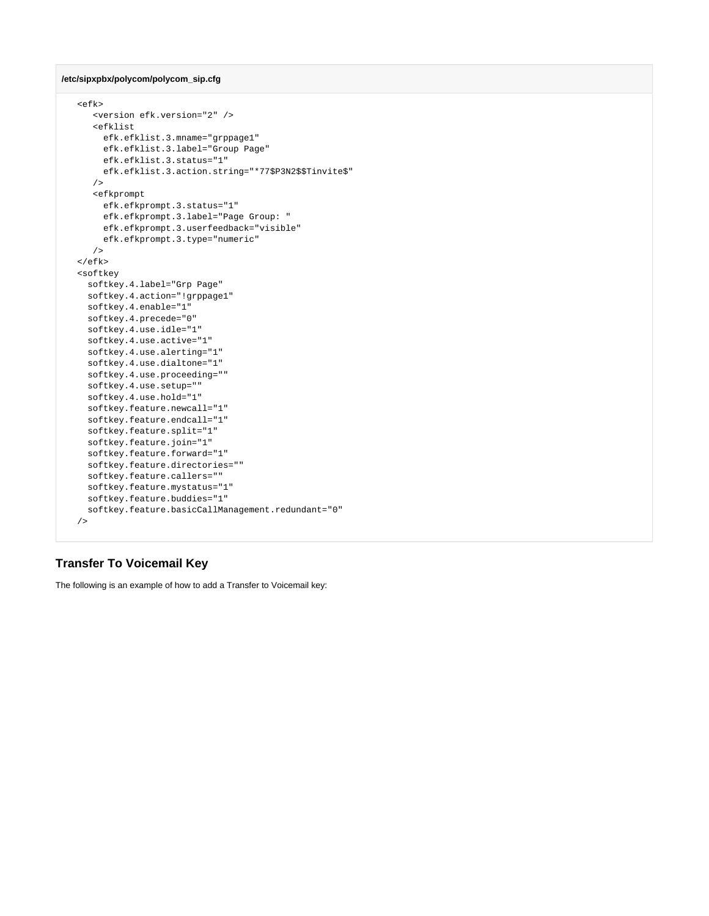**/etc/sipxpbx/polycom/polycom_sip.cfg**

```
<efk>
   <version efk.version="2" />
   <efklist
     efk.efklist.3.mname="grppage1"
     efk.efklist.3.label="Group Page"
     efk.efklist.3.status="1"
     efk.efklist.3.action.string="*77$P3N2$$Tinvite$"
   />
   <efkprompt
     efk.efkprompt.3.status="1"
     efk.efkprompt.3.label="Page Group: "
     efk.efkprompt.3.userfeedback="visible"
     efk.efkprompt.3.type="numeric"
   />
</efk>
<softkey
  softkey.4.label="Grp Page"
  softkey.4.action="!grppage1"
  softkey.4.enable="1"
  softkey.4.precede="0"
  softkey.4.use.idle="1"
  softkey.4.use.active="1"
  softkey.4.use.alerting="1"
  softkey.4.use.dialtone="1"
  softkey.4.use.proceeding=""
  softkey.4.use.setup=""
  softkey.4.use.hold="1"
  softkey.feature.newcall="1"
  softkey.feature.endcall="1"
  softkey.feature.split="1"
  softkey.feature.join="1"
  softkey.feature.forward="1"
  softkey.feature.directories=""
  softkey.feature.callers=""
  softkey.feature.mystatus="1"
  softkey.feature.buddies="1"
  softkey.feature.basicCallManagement.redundant="0"
/>
```

### Transfer To Voicemail Key

The following is an example of how to add a Transfer to Voicemail key: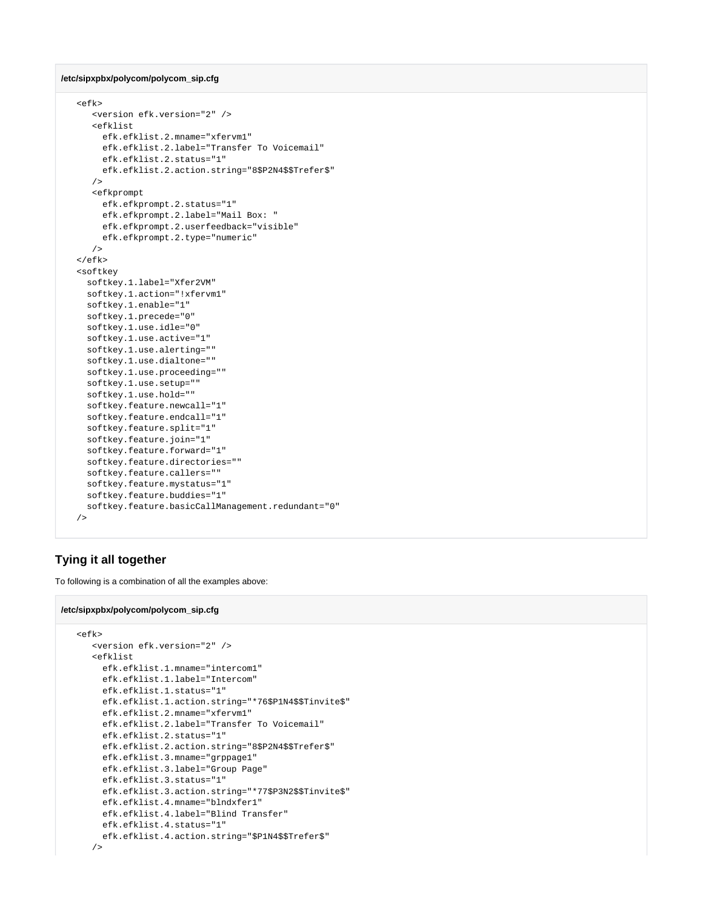**/etc/sipxpbx/polycom/polycom_sip.cfg**

```
<efk>
   <version efk.version="2" />
   <efklist
     efk.efklist.2.mname="xfervm1"
     efk.efklist.2.label="Transfer To Voicemail"
     efk.efklist.2.status="1"
     efk.efklist.2.action.string="8$P2N4$$Trefer$"
   />
   <efkprompt
     efk.efkprompt.2.status="1"
     efk.efkprompt.2.label="Mail Box: "
     efk.efkprompt.2.userfeedback="visible"
     efk.efkprompt.2.type="numeric"
   />
</efk>
<softkey
  softkey.1.label="Xfer2VM"
  softkey.1.action="!xfervm1"
  softkey.1.enable="1"
  softkey.1.precede="0"
  softkey.1.use.idle="0"
  softkey.1.use.active="1"
  softkey.1.use.alerting=""
  softkey.1.use.dialtone=""
  softkey.1.use.proceeding=""
  softkey.1.use.setup=""
  softkey.1.use.hold=""
  softkey.feature.newcall="1"
  softkey.feature.endcall="1"
  softkey.feature.split="1"
  softkey.feature.join="1"
  softkey.feature.forward="1"
  softkey.feature.directories=""
  softkey.feature.callers=""
  softkey.feature.mystatus="1"
  softkey.feature.buddies="1"
  softkey.feature.basicCallManagement.redundant="0"
/>
```

## Tying it all together

To following is a combination of all the examples above:

**/etc/sipxpbx/polycom/polycom_sip.cfg**

```
<efk>
   <version efk.version="2" />
   <efklist
     efk.efklist.1.mname="intercom1"
     efk.efklist.1.label="Intercom"
     efk.efklist.1.status="1"
     efk.efklist.1.action.string="*76$P1N4$$Tinvite$"
     efk.efklist.2.mname="xfervm1"
     efk.efklist.2.label="Transfer To Voicemail"
     efk.efklist.2.status="1"
     efk.efklist.2.action.string="8$P2N4$$Trefer$"
     efk.efklist.3.mname="grppage1"
     efk.efklist.3.label="Group Page"
     efk.efklist.3.status="1"
     efk.efklist.3.action.string="*77$P3N2$$Tinvite$"
     efk.efklist.4.mname="blndxfer1"
     efk.efklist.4.label="Blind Transfer"
     efk.efklist.4.status="1"
     efk.efklist.4.action.string="$P1N4$$Trefer$"
   />
```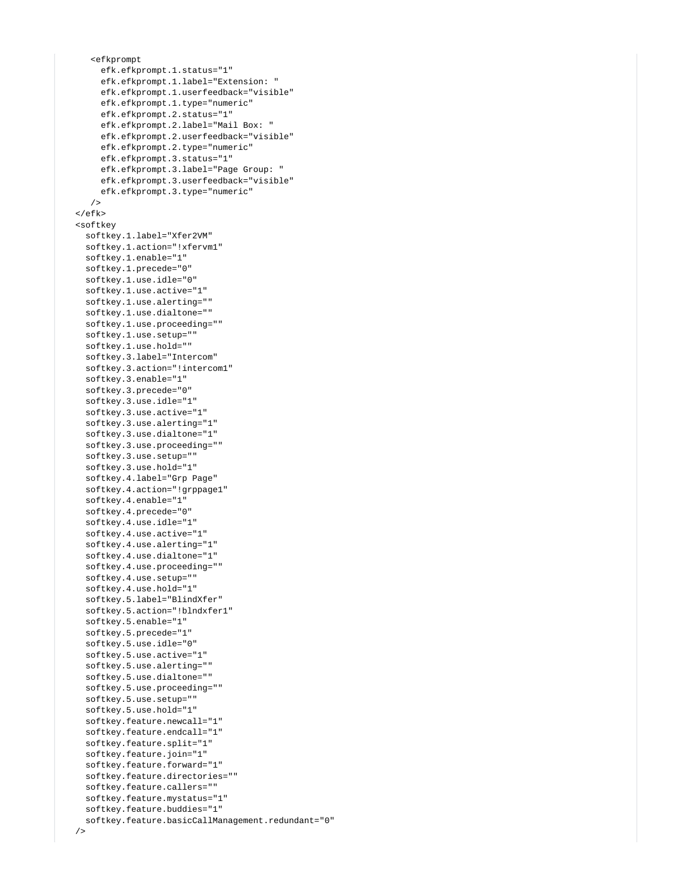```
    <efkprompt
      efk.efkprompt.1.status="1"
      efk.efkprompt.1.label="Extension: "
      efk.efkprompt.1.userfeedback="visible"
      efk.efkprompt.1.type="numeric"
      efk.efkprompt.2.status="1"
      efk.efkprompt.2.label="Mail Box: "
      efk.efkprompt.2.userfeedback="visible"
      efk.efkprompt.2.type="numeric"
      efk.efkprompt.3.status="1"
      efk.efkprompt.3.label="Page Group: "
      efk.efkprompt.3.userfeedback="visible"
      efk.efkprompt.3.type="numeric"
    />
  </efk>
  <softkey
    softkey.1.label="Xfer2VM"
    softkey.1.action="!xfervm1"
    softkey.1.enable="1"
    softkey.1.precede="0"
    softkey.1.use.idle="0"
    softkey.1.use.active="1"
    softkey.1.use.alerting=""
    softkey.1.use.dialtone=""
    softkey.1.use.proceeding=""
    softkey.1.use.setup=""
    softkey.1.use.hold=""
    softkey.3.label="Intercom"
    softkey.3.action="!intercom1"
    softkey.3.enable="1"
    softkey.3.precede="0"
    softkey.3.use.idle="1"
    softkey.3.use.active="1"
    softkey.3.use.alerting="1"
    softkey.3.use.dialtone="1"
    softkey.3.use.proceeding=""
    softkey.3.use.setup=""
    softkey.3.use.hold="1"
    softkey.4.label="Grp Page"
    softkey.4.action="!grppage1"
    softkey.4.enable="1"
    softkey.4.precede="0"
    softkey.4.use.idle="1"
    softkey.4.use.active="1"
    softkey.4.use.alerting="1"
    softkey.4.use.dialtone="1"
    softkey.4.use.proceeding=""
    softkey.4.use.setup=""
    softkey.4.use.hold="1"
    softkey.5.label="BlindXfer"
    softkey.5.action="!blndxfer1"
    softkey.5.enable="1"
    softkey.5.precede="1"
    softkey.5.use.idle="0"
    softkey.5.use.active="1"
    softkey.5.use.alerting=""
    softkey.5.use.dialtone=""
    softkey.5.use.proceeding=""
    softkey.5.use.setup=""
    softkey.5.use.hold="1"
    softkey.feature.newcall="1"
    softkey.feature.endcall="1"
    softkey.feature.split="1"
    softkey.feature.join="1"
    softkey.feature.forward="1"
    softkey.feature.directories=""
    softkey.feature.callers=""
    softkey.feature.mystatus="1"
    softkey.feature.buddies="1"
    softkey.feature.basicCallManagement.redundant="0"
  />
```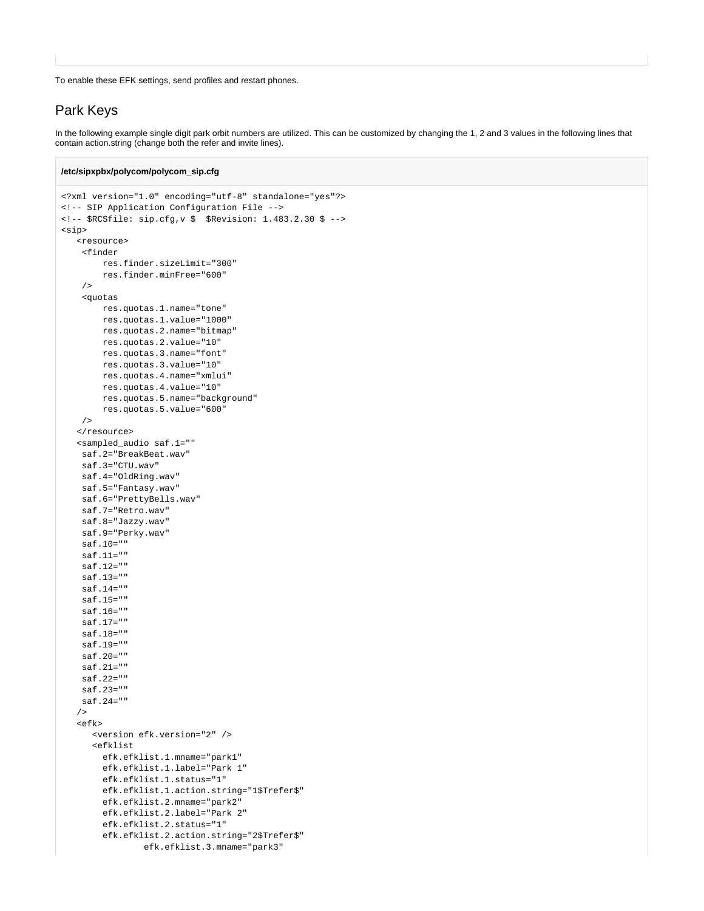To enable these EFK settings, send profiles and restart phones.

## Park Keys

In the following example single digit park orbit numbers are utilized. This can be customized by changing the 1, 2 and 3 values in the following lines that contain action.string (change both the refer and invite lines).

**/etc/sipxpbx/polycom/polycom_sip.cfg**

```
<?xml version="1.0" encoding="utf-8" standalone="yes"?>
<!-- SIP Application Configuration File -->
<!-- $RCSfile: sip.cfg,v $  $Revision: 1.483.2.30 $ -->
<sip>
   <resource>
    <finder
        res.finder.sizeLimit="300"
        res.finder.minFree="600"
    />
    <quotas
        res.quotas.1.name="tone"
        res.quotas.1.value="1000"
        res.quotas.2.name="bitmap"
        res.quotas.2.value="10"
        res.quotas.3.name="font"
        res.quotas.3.value="10"
        res.quotas.4.name="xmlui"
        res.quotas.4.value="10"
        res.quotas.5.name="background"
        res.quotas.5.value="600"
    />
   </resource>
   <sampled_audio saf.1=""
    saf.2="BreakBeat.wav"
    saf.3="CTU.wav"
    saf.4="OldRing.wav"
    saf.5="Fantasy.wav"
    saf.6="PrettyBells.wav"
    saf.7="Retro.wav"
    saf.8="Jazzy.wav"
    saf.9="Perky.wav"
    saf.10=""
    saf.11=""
    saf.12=""
    saf.13=""
    saf.14=""
    saf.15=""
    saf.16=""
    saf.17=""
    saf.18=""
    saf.19=""
    saf.20=""
    saf.21=""
    saf.22=""
    saf.23=""
    saf.24=""
   />
   <efk>
      <version efk.version="2" />
      <efklist
        efk.efklist.1.mname="park1"
        efk.efklist.1.label="Park 1"
        efk.efklist.1.status="1"
        efk.efklist.1.action.string="1$Trefer$"
        efk.efklist.2.mname="park2"
        efk.efklist.2.label="Park 2"
        efk.efklist.2.status="1"
        efk.efklist.2.action.string="2$Trefer$"
                efk.efklist.3.mname="park3"
```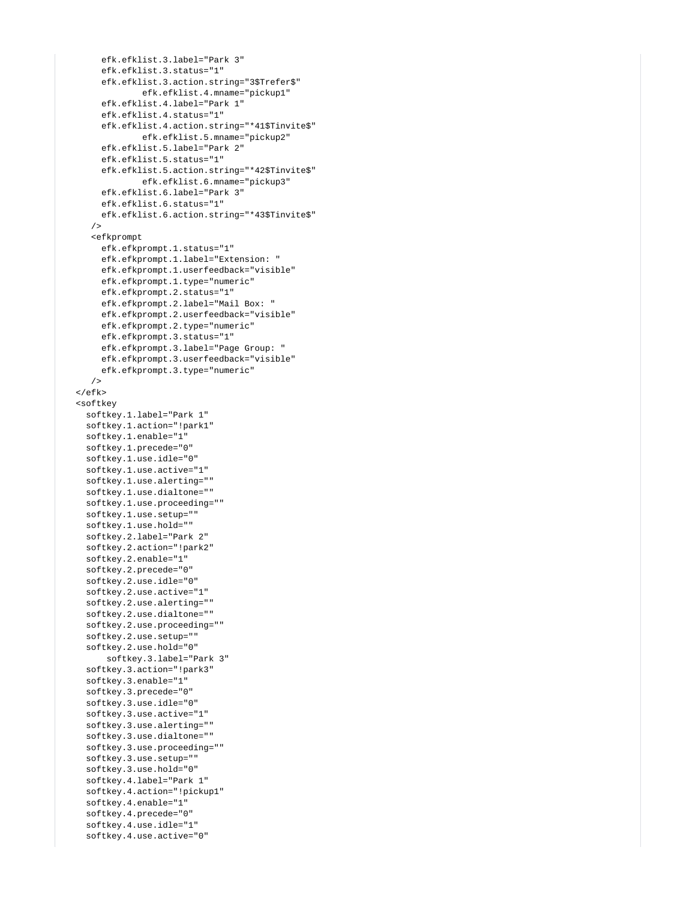```
      efk.efklist.3.label="Park 3"
      efk.efklist.3.status="1"
      efk.efklist.3.action.string="3$Trefer$"
              efk.efklist.4.mname="pickup1"
      efk.efklist.4.label="Park 1"
      efk.efklist.4.status="1"
      efk.efklist.4.action.string="*41$Tinvite$"
              efk.efklist.5.mname="pickup2"
      efk.efklist.5.label="Park 2"
      efk.efklist.5.status="1"
      efk.efklist.5.action.string="*42$Tinvite$"
              efk.efklist.6.mname="pickup3"
      efk.efklist.6.label="Park 3"
      efk.efklist.6.status="1"
      efk.efklist.6.action.string="*43$Tinvite$"
    />
    <efkprompt
      efk.efkprompt.1.status="1"
      efk.efkprompt.1.label="Extension: "
      efk.efkprompt.1.userfeedback="visible"
      efk.efkprompt.1.type="numeric"
      efk.efkprompt.2.status="1"
      efk.efkprompt.2.label="Mail Box: "
      efk.efkprompt.2.userfeedback="visible"
      efk.efkprompt.2.type="numeric"
      efk.efkprompt.3.status="1"
      efk.efkprompt.3.label="Page Group: "
      efk.efkprompt.3.userfeedback="visible"
      efk.efkprompt.3.type="numeric"
    />
  </efk>
  <softkey
    softkey.1.label="Park 1"
    softkey.1.action="!park1"
    softkey.1.enable="1"
    softkey.1.precede="0"
    softkey.1.use.idle="0"
    softkey.1.use.active="1"
    softkey.1.use.alerting=""
    softkey.1.use.dialtone=""
    softkey.1.use.proceeding=""
    softkey.1.use.setup=""
    softkey.1.use.hold=""
    softkey.2.label="Park 2"
    softkey.2.action="!park2"
    softkey.2.enable="1"
    softkey.2.precede="0"
    softkey.2.use.idle="0"
    softkey.2.use.active="1"
    softkey.2.use.alerting=""
    softkey.2.use.dialtone=""
    softkey.2.use.proceeding=""
    softkey.2.use.setup=""
    softkey.2.use.hold="0"
        softkey.3.label="Park 3"
    softkey.3.action="!park3"
    softkey.3.enable="1"
    softkey.3.precede="0"
    softkey.3.use.idle="0"
    softkey.3.use.active="1"
    softkey.3.use.alerting=""
    softkey.3.use.dialtone=""
    softkey.3.use.proceeding=""
    softkey.3.use.setup=""
    softkey.3.use.hold="0"
    softkey.4.label="Park 1"
    softkey.4.action="!pickup1"
    softkey.4.enable="1"
    softkey.4.precede="0"
    softkey.4.use.idle="1"
    softkey.4.use.active="0"
```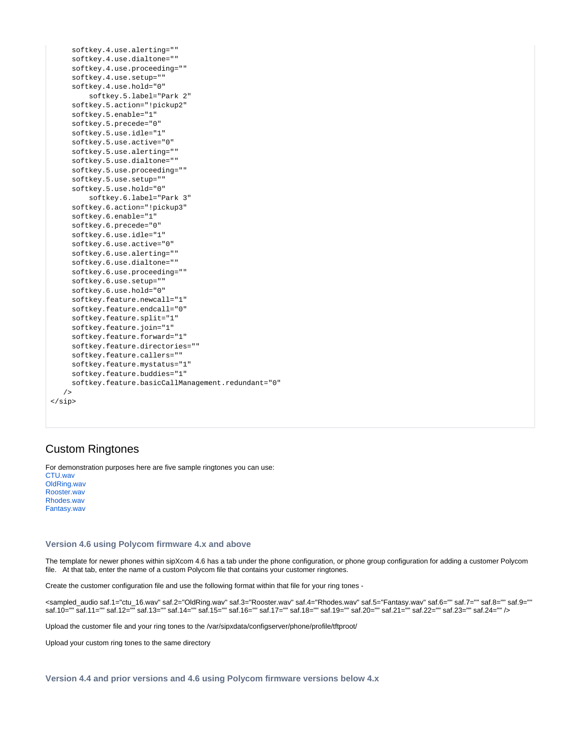```
    softkey.4.use.alerting=""
    softkey.4.use.dialtone=""
    softkey.4.use.proceeding=""
    softkey.4.use.setup=""
    softkey.4.use.hold="0"
        softkey.5.label="Park 2"
    softkey.5.action="!pickup2"
    softkey.5.enable="1"
    softkey.5.precede="0"
    softkey.5.use.idle="1"
    softkey.5.use.active="0"
    softkey.5.use.alerting=""
    softkey.5.use.dialtone=""
    softkey.5.use.proceeding=""
    softkey.5.use.setup=""
    softkey.5.use.hold="0"
        softkey.6.label="Park 3"
    softkey.6.action="!pickup3"
    softkey.6.enable="1"
    softkey.6.precede="0"
    softkey.6.use.idle="1"
    softkey.6.use.active="0"
    softkey.6.use.alerting=""
    softkey.6.use.dialtone=""
    softkey.6.use.proceeding=""
    softkey.6.use.setup=""
    softkey.6.use.hold="0"
    softkey.feature.newcall="1"
    softkey.feature.endcall="0"
    softkey.feature.split="1"
    softkey.feature.join="1"
    softkey.feature.forward="1"
    softkey.feature.directories=""
    softkey.feature.callers=""
    softkey.feature.mystatus="1"
    softkey.feature.buddies="1"
    softkey.feature.basicCallManagement.redundant="0"
  />
</sip>
```

## Custom Ringtones

For demonstration purposes here are five sample ringtones you can use:
CTU.wav
OldRing.wav
Rooster.wav
Rhodes.wav
Fantasy.wav

### Version 4.6 using Polycom firmware 4.x and above

The template for newer phones within sipXcom 4.6 has a tab under the phone configuration, or phone group configuration for adding a customer Polycom file. At that tab, enter the name of a custom Polycom file that contains your customer ringtones.

Create the customer configuration file and use the following format within that file for your ring tones -

<sampled_audio saf.1="ctu_16.wav" saf.2="OldRing.wav" saf.3="Rooster.wav" saf.4="Rhodes.wav" saf.5="Fantasy.wav" saf.6="" saf.7="" saf.8="" saf.9="" saf.10="" saf.11="" saf.12="" saf.13="" saf.14="" saf.15="" saf.16="" saf.17="" saf.18="" saf.19="" saf.20="" saf.21="" saf.22="" saf.23="" saf.24="" />

Upload the customer file and your ring tones to the /var/sipxdata/configserver/phone/profile/tftproot/

Upload your custom ring tones to the same directory

### Version 4.4 and prior versions and 4.6 using Polycom firmware versions below 4.x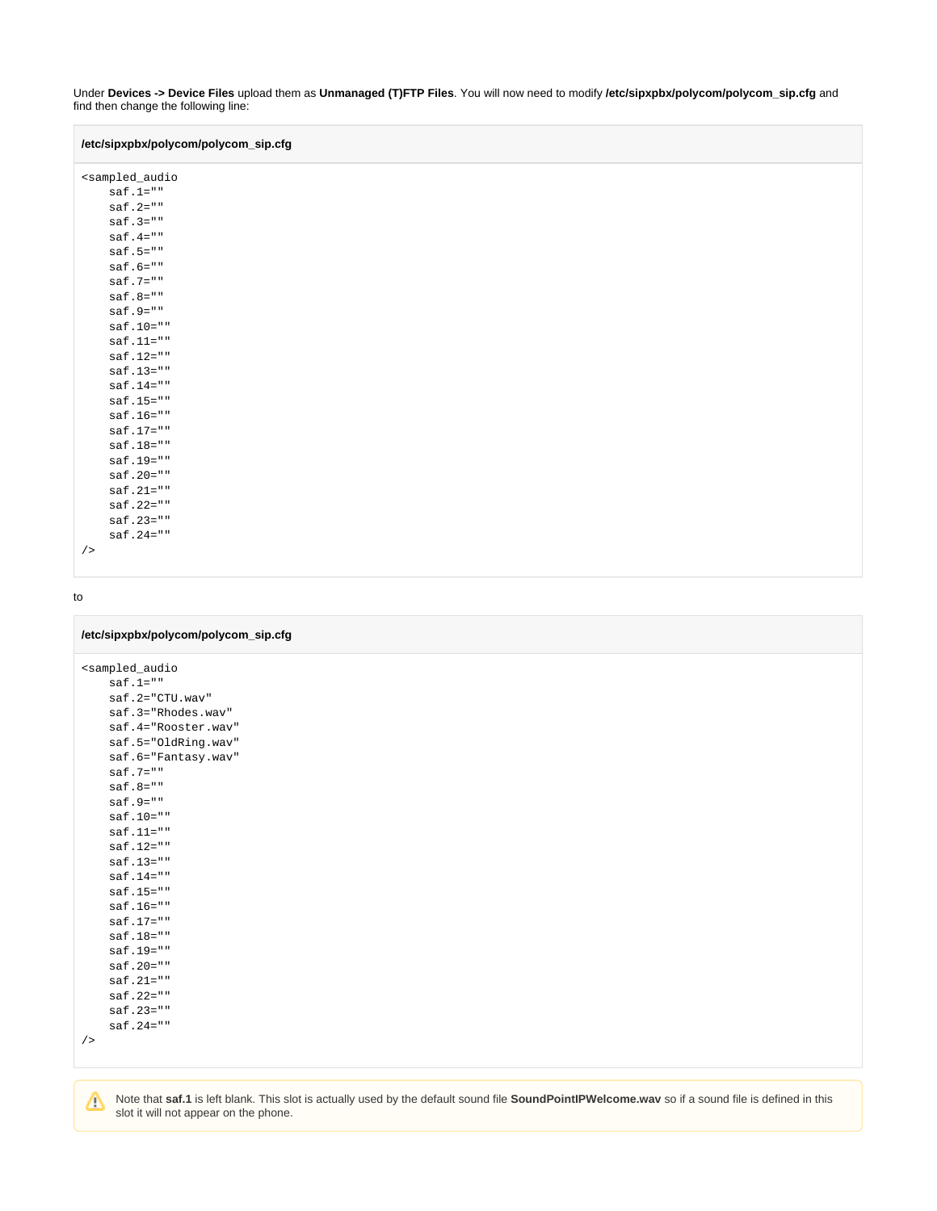Under **Devices -> Device Files** upload them as **Unmanaged (T)FTP Files**. You will now need to modify **/etc/sipxpbx/polycom/polycom_sip.cfg** and find then change the following line:

**/etc/sipxpbx/polycom/polycom_sip.cfg**

```
<sampled_audio
    saf.1=""
    saf.2=""
    saf.3=""
    saf.4=""
    saf.5=""
    saf.6=""
    saf.7=""
    saf.8=""
    saf.9=""
    saf.10=""
    saf.11=""
    saf.12=""
    saf.13=""
    saf.14=""
    saf.15=""
    saf.16=""
    saf.17=""
    saf.18=""
    saf.19=""
    saf.20=""
    saf.21=""
    saf.22=""
    saf.23=""
    saf.24=""
/>
```

to

**/etc/sipxpbx/polycom/polycom_sip.cfg**

```
<sampled_audio
    saf.1=""
    saf.2="CTU.wav"
    saf.3="Rhodes.wav"
    saf.4="Rooster.wav"
    saf.5="OldRing.wav"
    saf.6="Fantasy.wav"
    saf.7=""
    saf.8=""
    saf.9=""
    saf.10=""
    saf.11=""
    saf.12=""
    saf.13=""
    saf.14=""
    saf.15=""
    saf.16=""
    saf.17=""
    saf.18=""
    saf.19=""
    saf.20=""
    saf.21=""
    saf.22=""
    saf.23=""
    saf.24=""
/>
```

Note that **saf.1** is left blank. This slot is actually used by the default sound file **SoundPointIPWelcome.wav** so if a sound file is defined in this slot it will not appear on the phone.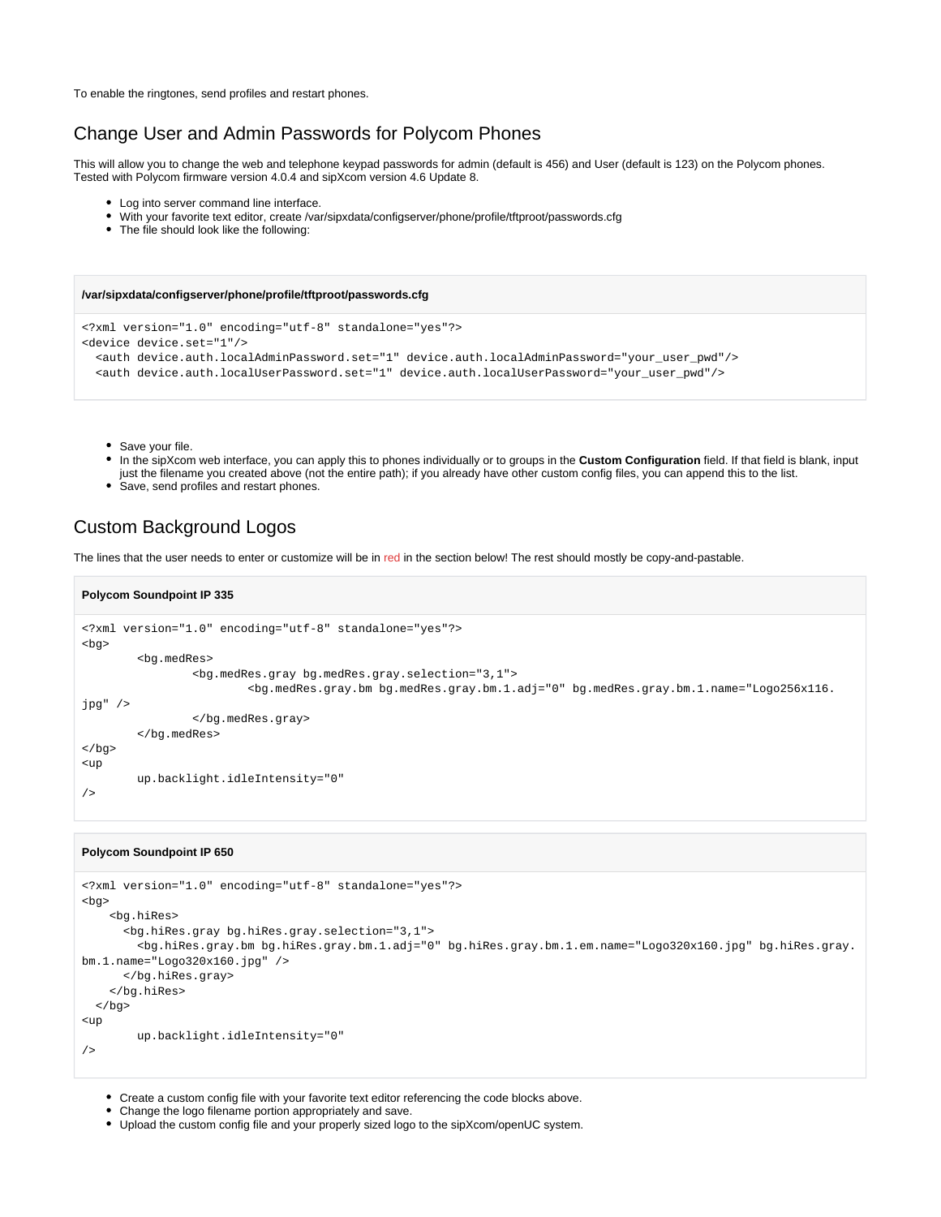To enable the ringtones, send profiles and restart phones.

## Change User and Admin Passwords for Polycom Phones

This will allow you to change the web and telephone keypad passwords for admin (default is 456) and User (default is 123) on the Polycom phones. Tested with Polycom firmware version 4.0.4 and sipXcom version 4.6 Update 8.

- Log into server command line interface.
- With your favorite text editor, create /var/sipxdata/configserver/phone/profile/tftproot/passwords.cfg
- The file should look like the following:

**/var/sipxdata/configserver/phone/profile/tftproot/passwords.cfg**

```
<?xml version="1.0" encoding="utf-8" standalone="yes"?>
<device device.set="1"/>
  <auth device.auth.localAdminPassword.set="1" device.auth.localAdminPassword="your_user_pwd"/>
  <auth device.auth.localUserPassword.set="1" device.auth.localUserPassword="your_user_pwd"/>
```

- Save your file.
- In the sipXcom web interface, you can apply this to phones individually or to groups in the **Custom Configuration** field. If that field is blank, input just the filename you created above (not the entire path); if you already have other custom config files, you can append this to the list.
- Save, send profiles and restart phones.

## Custom Background Logos

The lines that the user needs to enter or customize will be in red in the section below! The rest should mostly be copy-and-pastable.

**Polycom Soundpoint IP 335**

```
<?xml version="1.0" encoding="utf-8" standalone="yes"?>
<bg>
        <bg.medRes>
                <bg.medRes.gray bg.medRes.gray.selection="3,1">
                        <bg.medRes.gray.bm bg.medRes.gray.bm.1.adj="0" bg.medRes.gray.bm.1.name="Logo256x116.jpg" />
                </bg.medRes.gray>
        </bg.medRes>
</bg>
<up
        up.backlight.idleIntensity="0"
/>
```

**Polycom Soundpoint IP 650**

```
<?xml version="1.0" encoding="utf-8" standalone="yes"?>
<bg>
    <bg.hiRes>
      <bg.hiRes.gray bg.hiRes.gray.selection="3,1">
        <bg.hiRes.gray.bm bg.hiRes.gray.bm.1.adj="0" bg.hiRes.gray.bm.1.em.name="Logo320x160.jpg" bg.hiRes.gray.bm.1.name="Logo320x160.jpg" />
      </bg.hiRes.gray>
    </bg.hiRes>
  </bg>
<up
        up.backlight.idleIntensity="0"
/>
```

- Create a custom config file with your favorite text editor referencing the code blocks above.
- Change the logo filename portion appropriately and save.
- Upload the custom config file and your properly sized logo to the sipXcom/openUC system.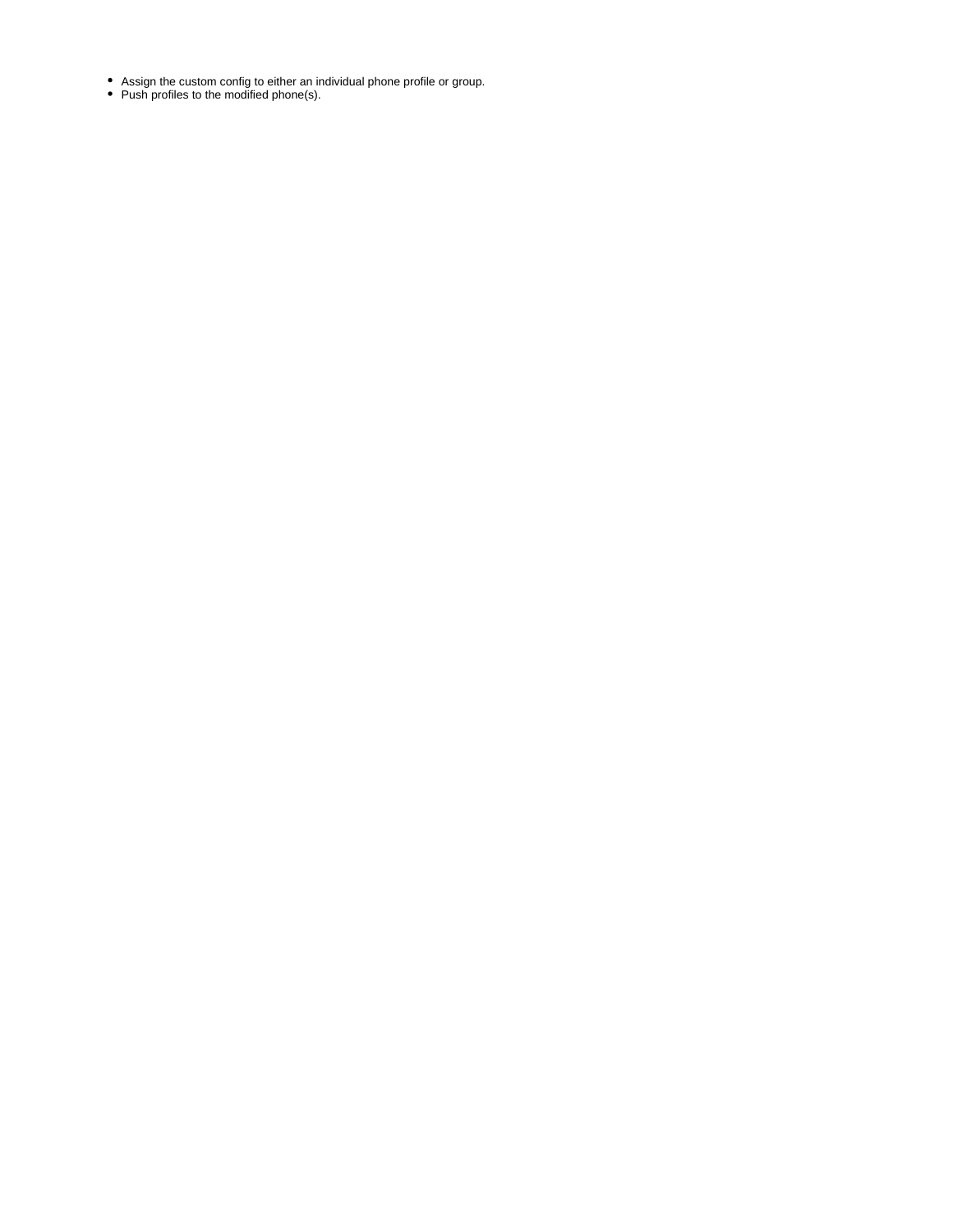- Assign the custom config to either an individual phone profile or group.
- Push profiles to the modified phone(s).